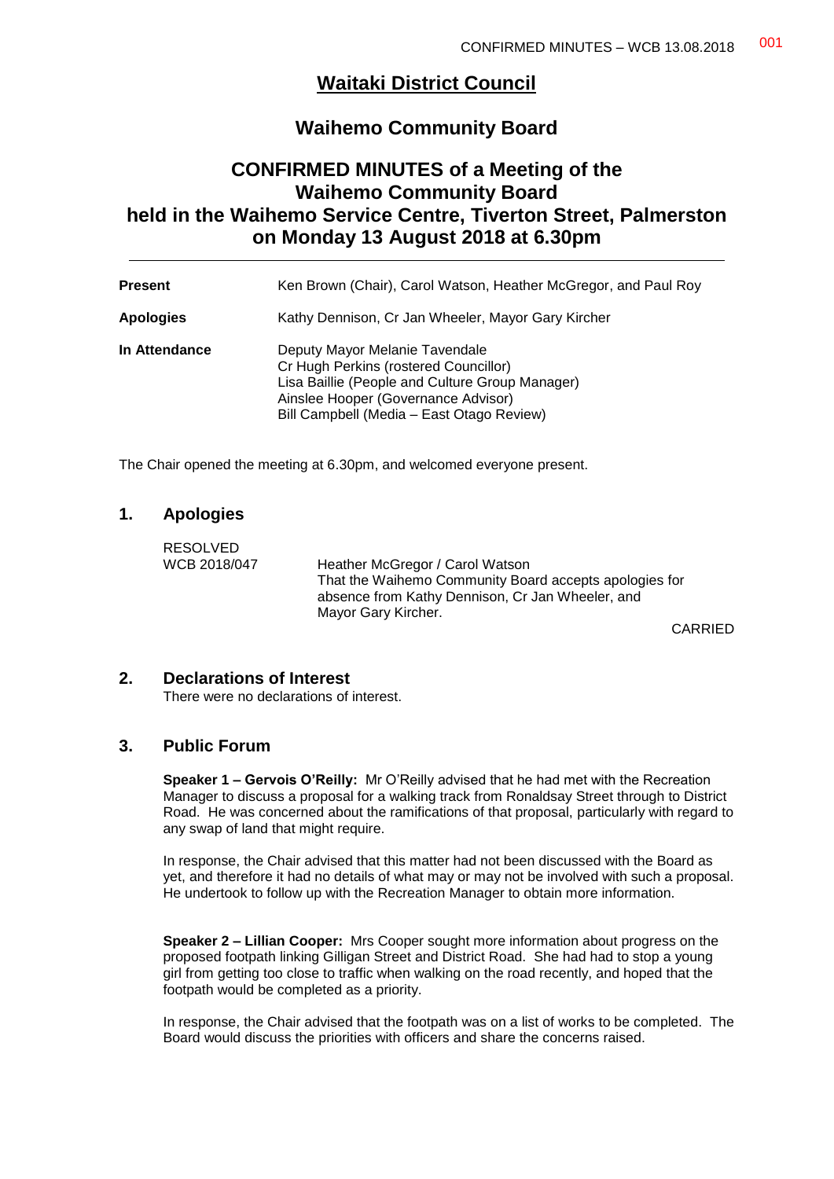# Waitaki District Council

## Waihemo Community Board

## CONFIRMED MINUTES of a Meeting of the Waihemo Community Board held in the Waihemo Service Centre, Tiverton Street, Palmerston on Monday 13 August 2018 at 6.30pm

| | |
|---|---|
| **Present** | Ken Brown (Chair), Carol Watson, Heather McGregor, and Paul Roy |
| **Apologies** | Kathy Dennison, Cr Jan Wheeler, Mayor Gary Kircher |
| **In Attendance** | Deputy Mayor Melanie Tavendale<br>Cr Hugh Perkins (rostered Councillor)<br>Lisa Baillie (People and Culture Group Manager)<br>Ainslee Hooper (Governance Advisor)<br>Bill Campbell (Media – East Otago Review) |

The Chair opened the meeting at 6.30pm, and welcomed everyone present.

## 1. Apologies

RESOLVED
WCB 2018/047 Heather McGregor / Carol Watson
That the Waihemo Community Board accepts apologies for absence from Kathy Dennison, Cr Jan Wheeler, and Mayor Gary Kircher.

CARRIED

## 2. Declarations of Interest

There were no declarations of interest.

## 3. Public Forum

**Speaker 1 – Gervois O'Reilly:** Mr O'Reilly advised that he had met with the Recreation Manager to discuss a proposal for a walking track from Ronaldsay Street through to District Road. He was concerned about the ramifications of that proposal, particularly with regard to any swap of land that might require.

In response, the Chair advised that this matter had not been discussed with the Board as yet, and therefore it had no details of what may or may not be involved with such a proposal. He undertook to follow up with the Recreation Manager to obtain more information.

**Speaker 2 – Lillian Cooper:** Mrs Cooper sought more information about progress on the proposed footpath linking Gilligan Street and District Road. She had had to stop a young girl from getting too close to traffic when walking on the road recently, and hoped that the footpath would be completed as a priority.

In response, the Chair advised that the footpath was on a list of works to be completed. The Board would discuss the priorities with officers and share the concerns raised.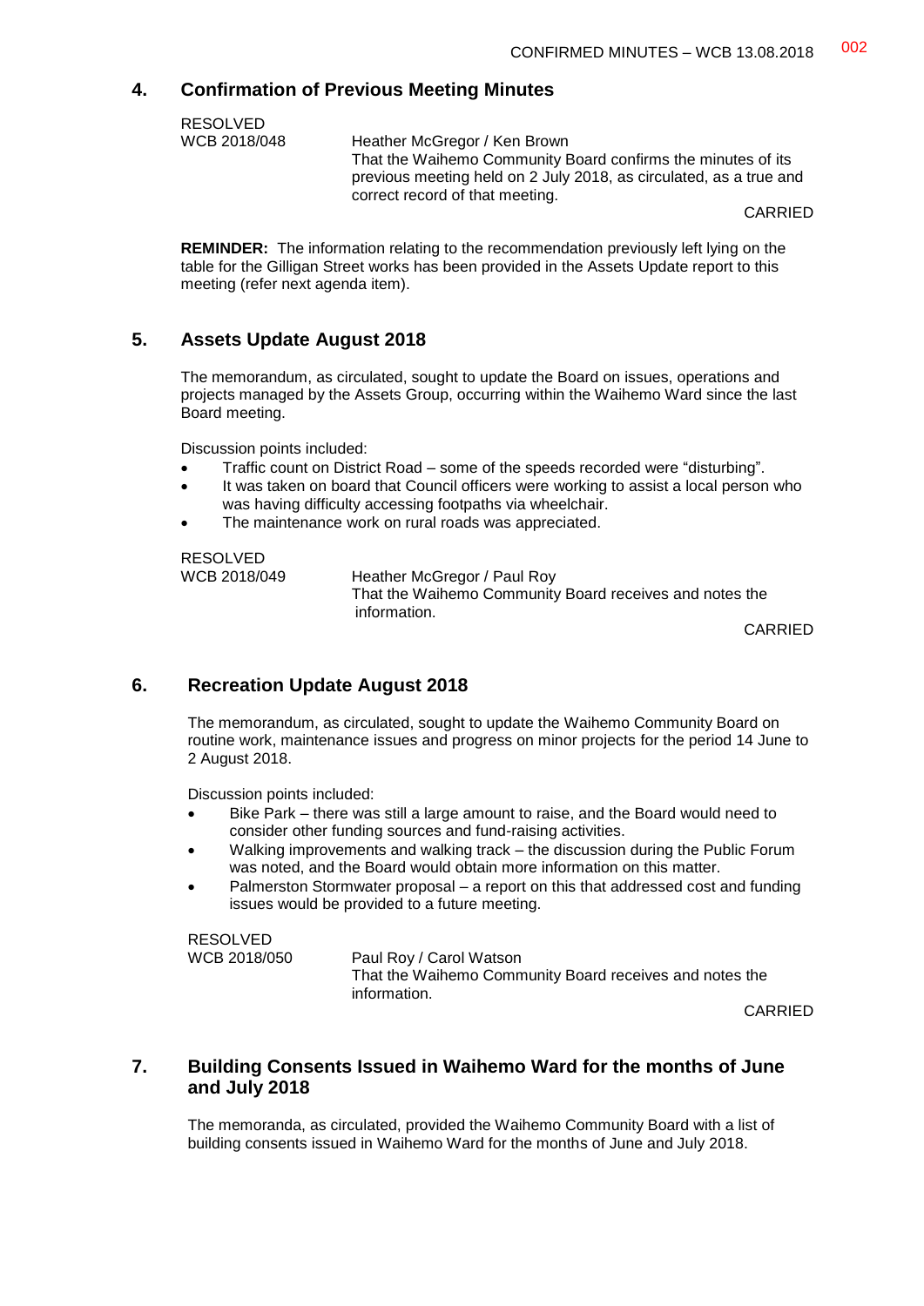## 4. Confirmation of Previous Meeting Minutes

RESOLVED

WCB 2018/048 Heather McGregor / Ken Brown

That the Waihemo Community Board confirms the minutes of its previous meeting held on 2 July 2018, as circulated, as a true and correct record of that meeting.

CARRIED

**REMINDER:** The information relating to the recommendation previously left lying on the table for the Gilligan Street works has been provided in the Assets Update report to this meeting (refer next agenda item).

## 5. Assets Update August 2018

The memorandum, as circulated, sought to update the Board on issues, operations and projects managed by the Assets Group, occurring within the Waihemo Ward since the last Board meeting.

Discussion points included:

- Traffic count on District Road – some of the speeds recorded were "disturbing".
- It was taken on board that Council officers were working to assist a local person who was having difficulty accessing footpaths via wheelchair.
- The maintenance work on rural roads was appreciated.

RESOLVED

WCB 2018/049 Heather McGregor / Paul Roy

That the Waihemo Community Board receives and notes the information.

CARRIED

## 6. Recreation Update August 2018

The memorandum, as circulated, sought to update the Waihemo Community Board on routine work, maintenance issues and progress on minor projects for the period 14 June to 2 August 2018.

Discussion points included:

- Bike Park – there was still a large amount to raise, and the Board would need to consider other funding sources and fund-raising activities.
- Walking improvements and walking track – the discussion during the Public Forum was noted, and the Board would obtain more information on this matter.
- Palmerston Stormwater proposal – a report on this that addressed cost and funding issues would be provided to a future meeting.

RESOLVED

WCB 2018/050 Paul Roy / Carol Watson

That the Waihemo Community Board receives and notes the information.

CARRIED

## 7. Building Consents Issued in Waihemo Ward for the months of June and July 2018

The memoranda, as circulated, provided the Waihemo Community Board with a list of building consents issued in Waihemo Ward for the months of June and July 2018.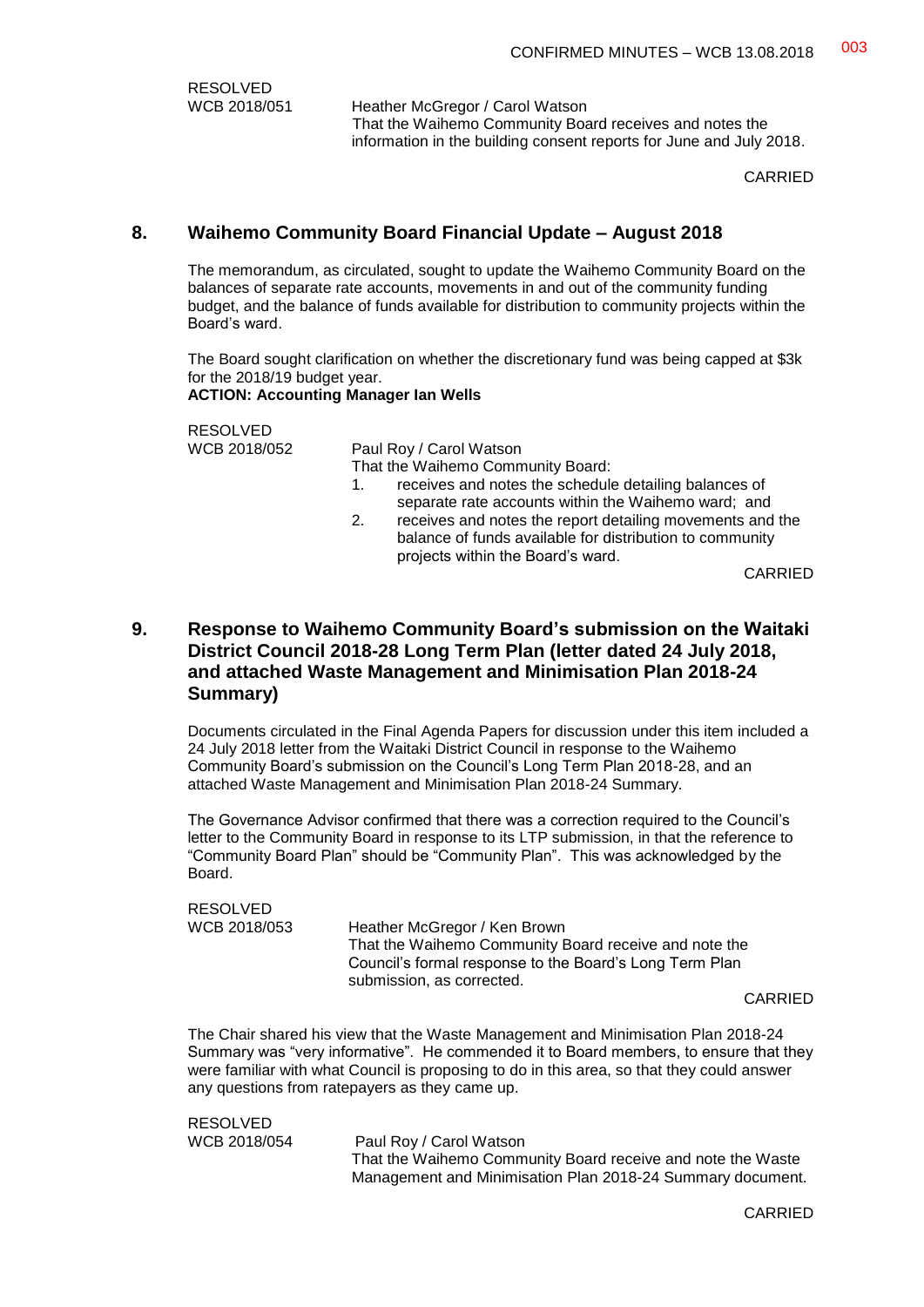RESOLVED
WCB 2018/051 Heather McGregor / Carol Watson
That the Waihemo Community Board receives and notes the information in the building consent reports for June and July 2018.

CARRIED

## 8. Waihemo Community Board Financial Update – August 2018

The memorandum, as circulated, sought to update the Waihemo Community Board on the balances of separate rate accounts, movements in and out of the community funding budget, and the balance of funds available for distribution to community projects within the Board's ward.

The Board sought clarification on whether the discretionary fund was being capped at $3k for the 2018/19 budget year.
**ACTION: Accounting Manager Ian Wells**

RESOLVED
WCB 2018/052 Paul Roy / Carol Watson
That the Waihemo Community Board:

1. receives and notes the schedule detailing balances of separate rate accounts within the Waihemo ward; and
2. receives and notes the report detailing movements and the balance of funds available for distribution to community projects within the Board's ward.

CARRIED

## 9. Response to Waihemo Community Board's submission on the Waitaki District Council 2018-28 Long Term Plan (letter dated 24 July 2018, and attached Waste Management and Minimisation Plan 2018-24 Summary)

Documents circulated in the Final Agenda Papers for discussion under this item included a 24 July 2018 letter from the Waitaki District Council in response to the Waihemo Community Board's submission on the Council's Long Term Plan 2018-28, and an attached Waste Management and Minimisation Plan 2018-24 Summary.

The Governance Advisor confirmed that there was a correction required to the Council's letter to the Community Board in response to its LTP submission, in that the reference to "Community Board Plan" should be "Community Plan". This was acknowledged by the Board.

RESOLVED
WCB 2018/053 Heather McGregor / Ken Brown
That the Waihemo Community Board receive and note the Council's formal response to the Board's Long Term Plan submission, as corrected.

CARRIED

The Chair shared his view that the Waste Management and Minimisation Plan 2018-24 Summary was "very informative". He commended it to Board members, to ensure that they were familiar with what Council is proposing to do in this area, so that they could answer any questions from ratepayers as they came up.

RESOLVED
WCB 2018/054 Paul Roy / Carol Watson
That the Waihemo Community Board receive and note the Waste Management and Minimisation Plan 2018-24 Summary document.

CARRIED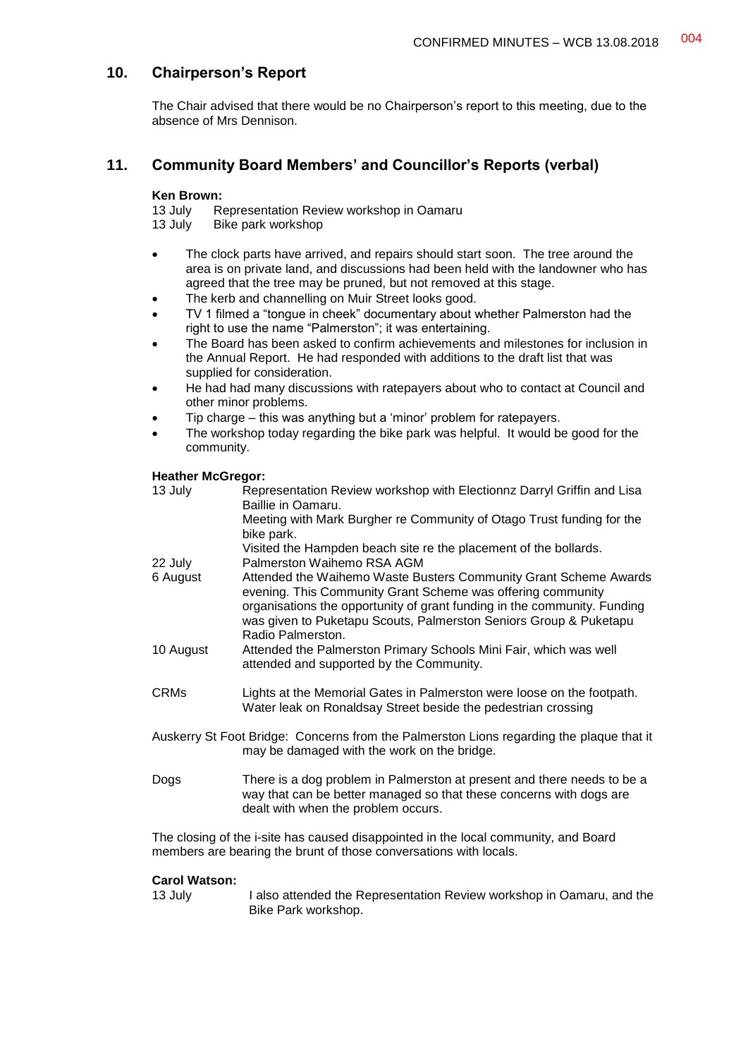## 10. Chairperson's Report

The Chair advised that there would be no Chairperson's report to this meeting, due to the absence of Mrs Dennison.

## 11. Community Board Members' and Councillor's Reports (verbal)

**Ken Brown:**

13 July Representation Review workshop in Oamaru
13 July Bike park workshop

- The clock parts have arrived, and repairs should start soon. The tree around the area is on private land, and discussions had been held with the landowner who has agreed that the tree may be pruned, but not removed at this stage.
- The kerb and channelling on Muir Street looks good.
- TV 1 filmed a "tongue in cheek" documentary about whether Palmerston had the right to use the name "Palmerston"; it was entertaining.
- The Board has been asked to confirm achievements and milestones for inclusion in the Annual Report. He had responded with additions to the draft list that was supplied for consideration.
- He had had many discussions with ratepayers about who to contact at Council and other minor problems.
- Tip charge – this was anything but a 'minor' problem for ratepayers.
- The workshop today regarding the bike park was helpful. It would be good for the community.

**Heather McGregor:**

13 July Representation Review workshop with Electionnz Darryl Griffin and Lisa Baillie in Oamaru.
Meeting with Mark Burgher re Community of Otago Trust funding for the bike park.
Visited the Hampden beach site re the placement of the bollards.

22 July Palmerston Waihemo RSA AGM

6 August Attended the Waihemo Waste Busters Community Grant Scheme Awards evening. This Community Grant Scheme was offering community organisations the opportunity of grant funding in the community. Funding was given to Puketapu Scouts, Palmerston Seniors Group & Puketapu Radio Palmerston.

10 August Attended the Palmerston Primary Schools Mini Fair, which was well attended and supported by the Community.

CRMs Lights at the Memorial Gates in Palmerston were loose on the footpath.
Water leak on Ronaldsay Street beside the pedestrian crossing

Auskerry St Foot Bridge: Concerns from the Palmerston Lions regarding the plaque that it may be damaged with the work on the bridge.

Dogs There is a dog problem in Palmerston at present and there needs to be a way that can be better managed so that these concerns with dogs are dealt with when the problem occurs.

The closing of the i-site has caused disappointed in the local community, and Board members are bearing the brunt of those conversations with locals.

**Carol Watson:**

13 July I also attended the Representation Review workshop in Oamaru, and the Bike Park workshop.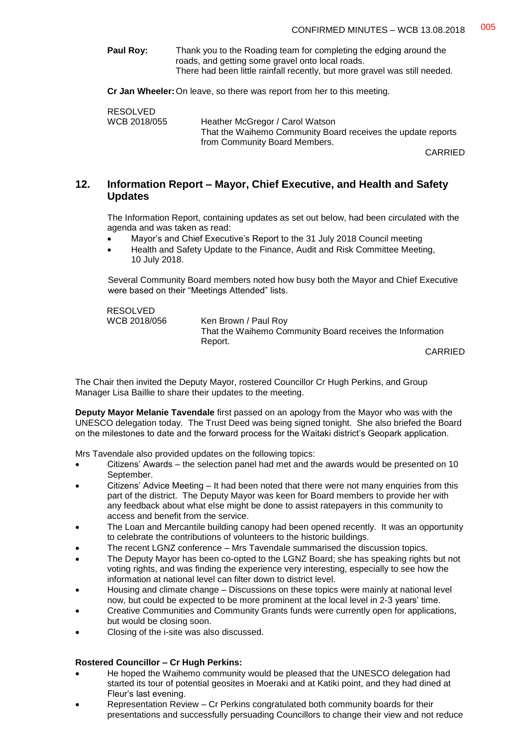**Paul Roy:** Thank you to the Roading team for completing the edging around the roads, and getting some gravel onto local roads.
There had been little rainfall recently, but more gravel was still needed.

**Cr Jan Wheeler:** On leave, so there was report from her to this meeting.

RESOLVED
WCB 2018/055 Heather McGregor / Carol Watson
That the Waihemo Community Board receives the update reports from Community Board Members.

CARRIED

## 12. Information Report – Mayor, Chief Executive, and Health and Safety Updates

The Information Report, containing updates as set out below, had been circulated with the agenda and was taken as read:

- Mayor's and Chief Executive's Report to the 31 July 2018 Council meeting
- Health and Safety Update to the Finance, Audit and Risk Committee Meeting, 10 July 2018.

Several Community Board members noted how busy both the Mayor and Chief Executive were based on their "Meetings Attended" lists.

RESOLVED
WCB 2018/056 Ken Brown / Paul Roy
That the Waihemo Community Board receives the Information Report.

CARRIED

The Chair then invited the Deputy Mayor, rostered Councillor Cr Hugh Perkins, and Group Manager Lisa Baillie to share their updates to the meeting.

**Deputy Mayor Melanie Tavendale** first passed on an apology from the Mayor who was with the UNESCO delegation today. The Trust Deed was being signed tonight. She also briefed the Board on the milestones to date and the forward process for the Waitaki district's Geopark application.

Mrs Tavendale also provided updates on the following topics:

- Citizens' Awards – the selection panel had met and the awards would be presented on 10 September.
- Citizens' Advice Meeting – It had been noted that there were not many enquiries from this part of the district. The Deputy Mayor was keen for Board members to provide her with any feedback about what else might be done to assist ratepayers in this community to access and benefit from the service.
- The Loan and Mercantile building canopy had been opened recently. It was an opportunity to celebrate the contributions of volunteers to the historic buildings.
- The recent LGNZ conference – Mrs Tavendale summarised the discussion topics.
- The Deputy Mayor has been co-opted to the LGNZ Board; she has speaking rights but not voting rights, and was finding the experience very interesting, especially to see how the information at national level can filter down to district level.
- Housing and climate change – Discussions on these topics were mainly at national level now, but could be expected to be more prominent at the local level in 2-3 years' time.
- Creative Communities and Community Grants funds were currently open for applications, but would be closing soon.
- Closing of the i-site was also discussed.

**Rostered Councillor – Cr Hugh Perkins:**

- He hoped the Waihemo community would be pleased that the UNESCO delegation had started its tour of potential geosites in Moeraki and at Katiki point, and they had dined at Fleur's last evening.
- Representation Review – Cr Perkins congratulated both community boards for their presentations and successfully persuading Councillors to change their view and not reduce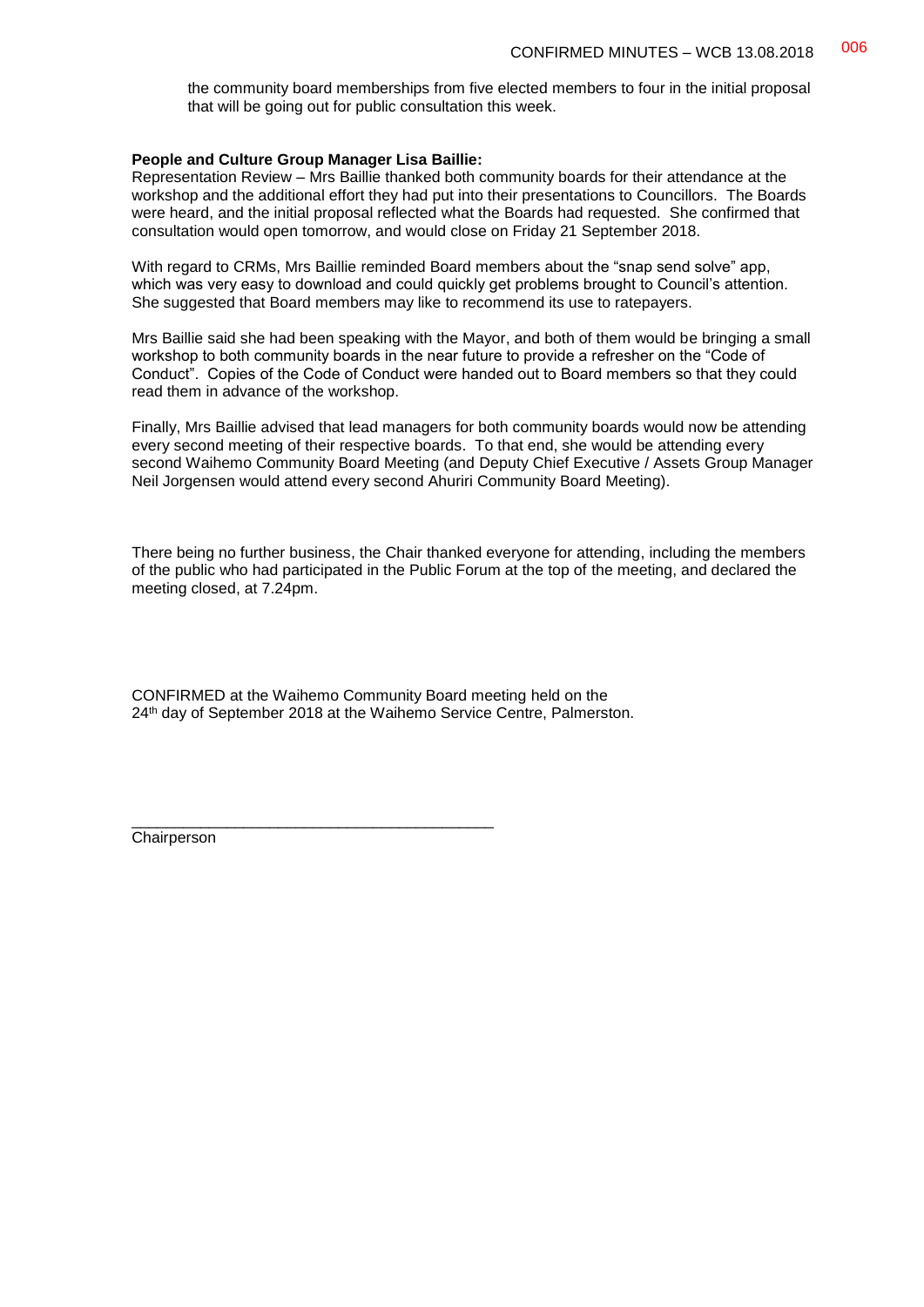the community board memberships from five elected members to four in the initial proposal that will be going out for public consultation this week.

**People and Culture Group Manager Lisa Baillie:**

Representation Review – Mrs Baillie thanked both community boards for their attendance at the workshop and the additional effort they had put into their presentations to Councillors. The Boards were heard, and the initial proposal reflected what the Boards had requested. She confirmed that consultation would open tomorrow, and would close on Friday 21 September 2018.

With regard to CRMs, Mrs Baillie reminded Board members about the "snap send solve" app, which was very easy to download and could quickly get problems brought to Council's attention. She suggested that Board members may like to recommend its use to ratepayers.

Mrs Baillie said she had been speaking with the Mayor, and both of them would be bringing a small workshop to both community boards in the near future to provide a refresher on the "Code of Conduct". Copies of the Code of Conduct were handed out to Board members so that they could read them in advance of the workshop.

Finally, Mrs Baillie advised that lead managers for both community boards would now be attending every second meeting of their respective boards. To that end, she would be attending every second Waihemo Community Board Meeting (and Deputy Chief Executive / Assets Group Manager Neil Jorgensen would attend every second Ahuriri Community Board Meeting).

There being no further business, the Chair thanked everyone for attending, including the members of the public who had participated in the Public Forum at the top of the meeting, and declared the meeting closed, at 7.24pm.

CONFIRMED at the Waihemo Community Board meeting held on the 24th day of September 2018 at the Waihemo Service Centre, Palmerston.

\_\_\_\_\_\_\_\_\_\_\_\_\_\_\_\_\_\_\_\_\_\_\_\_\_\_\_\_\_\_\_\_\_\_\_\_\_\_\_\_\_\_

Chairperson